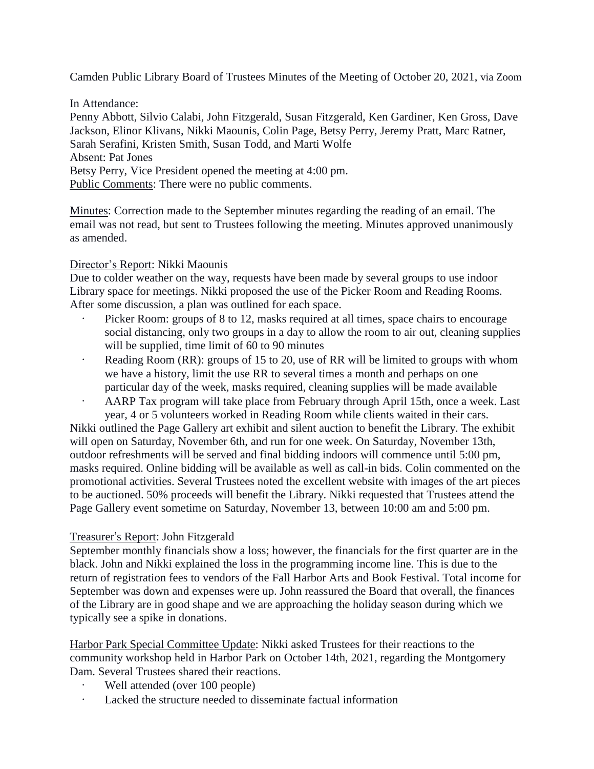Camden Public Library Board of Trustees Minutes of the Meeting of October 20, 2021, via Zoom

In Attendance:
Penny Abbott, Silvio Calabi, John Fitzgerald, Susan Fitzgerald, Ken Gardiner, Ken Gross, Dave Jackson, Elinor Klivans, Nikki Maounis, Colin Page, Betsy Perry, Jeremy Pratt, Marc Ratner, Sarah Serafini, Kristen Smith, Susan Todd, and Marti Wolfe
Absent: Pat Jones
Betsy Perry, Vice President opened the meeting at 4:00 pm.
Public Comments: There were no public comments.

Minutes: Correction made to the September minutes regarding the reading of an email. The email was not read, but sent to Trustees following the meeting. Minutes approved unanimously as amended.

Director's Report: Nikki Maounis
Due to colder weather on the way, requests have been made by several groups to use indoor Library space for meetings. Nikki proposed the use of the Picker Room and Reading Rooms. After some discussion, a plan was outlined for each space.

- Picker Room: groups of 8 to 12, masks required at all times, space chairs to encourage social distancing, only two groups in a day to allow the room to air out, cleaning supplies will be supplied, time limit of 60 to 90 minutes
- Reading Room (RR): groups of 15 to 20, use of RR will be limited to groups with whom we have a history, limit the use RR to several times a month and perhaps on one particular day of the week, masks required, cleaning supplies will be made available
- AARP Tax program will take place from February through April 15th, once a week. Last year, 4 or 5 volunteers worked in Reading Room while clients waited in their cars.

Nikki outlined the Page Gallery art exhibit and silent auction to benefit the Library. The exhibit will open on Saturday, November 6th, and run for one week. On Saturday, November 13th, outdoor refreshments will be served and final bidding indoors will commence until 5:00 pm, masks required. Online bidding will be available as well as call-in bids. Colin commented on the promotional activities. Several Trustees noted the excellent website with images of the art pieces to be auctioned. 50% proceeds will benefit the Library. Nikki requested that Trustees attend the Page Gallery event sometime on Saturday, November 13, between 10:00 am and 5:00 pm.

Treasurer's Report: John Fitzgerald
September monthly financials show a loss; however, the financials for the first quarter are in the black. John and Nikki explained the loss in the programming income line. This is due to the return of registration fees to vendors of the Fall Harbor Arts and Book Festival. Total income for September was down and expenses were up. John reassured the Board that overall, the finances of the Library are in good shape and we are approaching the holiday season during which we typically see a spike in donations.

Harbor Park Special Committee Update: Nikki asked Trustees for their reactions to the community workshop held in Harbor Park on October 14th, 2021, regarding the Montgomery Dam. Several Trustees shared their reactions.

- Well attended (over 100 people)
- Lacked the structure needed to disseminate factual information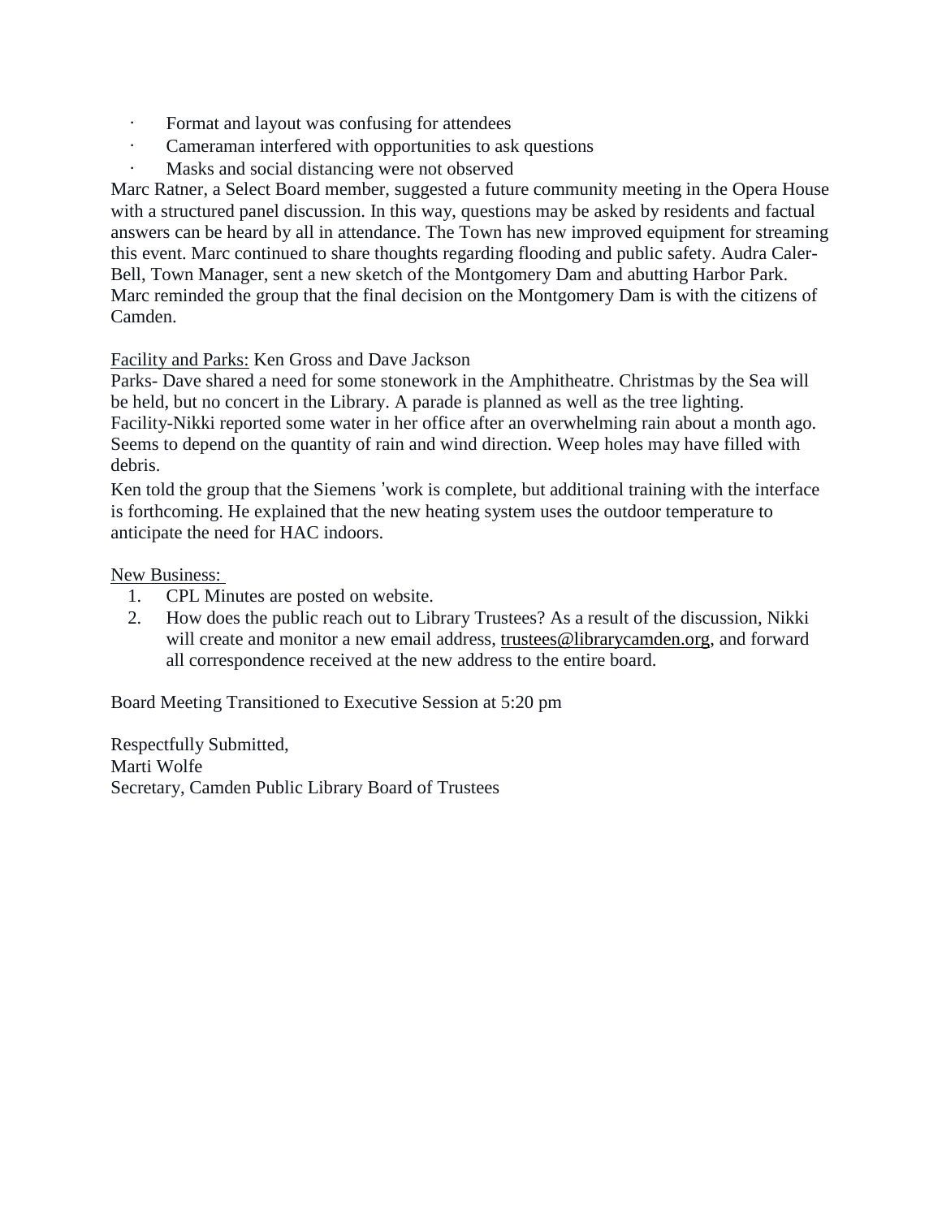- Format and layout was confusing for attendees
- Cameraman interfered with opportunities to ask questions
- Masks and social distancing were not observed

Marc Ratner, a Select Board member, suggested a future community meeting in the Opera House with a structured panel discussion. In this way, questions may be asked by residents and factual answers can be heard by all in attendance. The Town has new improved equipment for streaming this event. Marc continued to share thoughts regarding flooding and public safety. Audra Caler-Bell, Town Manager, sent a new sketch of the Montgomery Dam and abutting Harbor Park. Marc reminded the group that the final decision on the Montgomery Dam is with the citizens of Camden.

Facility and Parks: Ken Gross and Dave Jackson

Parks- Dave shared a need for some stonework in the Amphitheatre. Christmas by the Sea will be held, but no concert in the Library. A parade is planned as well as the tree lighting.

Facility-Nikki reported some water in her office after an overwhelming rain about a month ago. Seems to depend on the quantity of rain and wind direction. Weep holes may have filled with debris.

Ken told the group that the Siemens 'work is complete, but additional training with the interface is forthcoming. He explained that the new heating system uses the outdoor temperature to anticipate the need for HAC indoors.

New Business:

1. CPL Minutes are posted on website.
2. How does the public reach out to Library Trustees? As a result of the discussion, Nikki will create and monitor a new email address, trustees@librarycamden.org, and forward all correspondence received at the new address to the entire board.

Board Meeting Transitioned to Executive Session at 5:20 pm

Respectfully Submitted,
Marti Wolfe
Secretary, Camden Public Library Board of Trustees